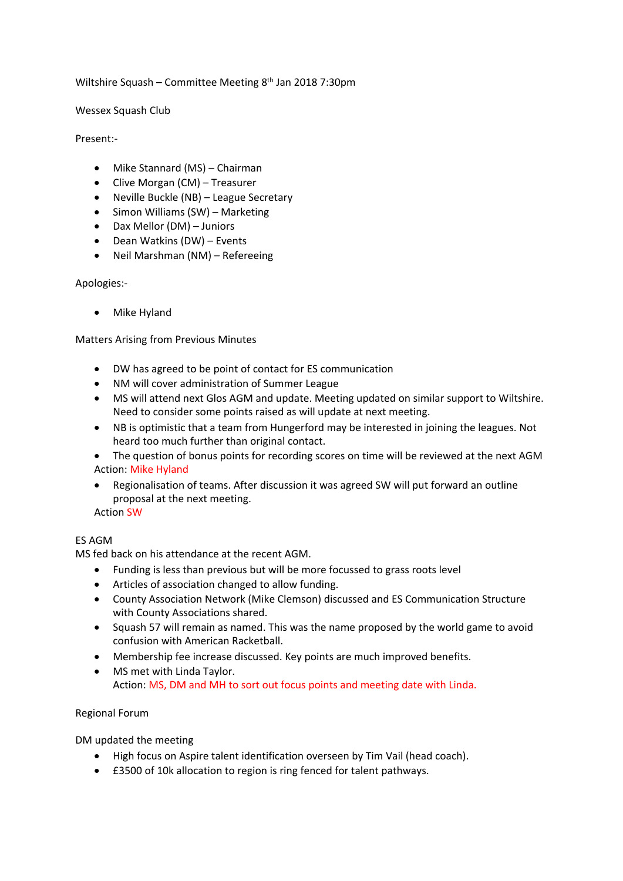Wiltshire Squash – Committee Meeting 8th Jan 2018 7:30pm

Wessex Squash Club

Present:-

- Mike Stannard (MS) – Chairman
- Clive Morgan (CM) – Treasurer
- Neville Buckle (NB) – League Secretary
- Simon Williams (SW) – Marketing
- Dax Mellor (DM) – Juniors
- Dean Watkins (DW) – Events
- Neil Marshman (NM) – Refereeing

Apologies:-

- Mike Hyland

Matters Arising from Previous Minutes

- DW has agreed to be point of contact for ES communication
- NM will cover administration of Summer League
- MS will attend next Glos AGM and update. Meeting updated on similar support to Wiltshire. Need to consider some points raised as will update at next meeting.
- NB is optimistic that a team from Hungerford may be interested in joining the leagues. Not heard too much further than original contact.
- The question of bonus points for recording scores on time will be reviewed at the next AGM

Action: Mike Hyland

- Regionalisation of teams. After discussion it was agreed SW will put forward an outline proposal at the next meeting.

Action SW

ES AGM

MS fed back on his attendance at the recent AGM.

- Funding is less than previous but will be more focussed to grass roots level
- Articles of association changed to allow funding.
- County Association Network (Mike Clemson) discussed and ES Communication Structure with County Associations shared.
- Squash 57 will remain as named. This was the name proposed by the world game to avoid confusion with American Racketball.
- Membership fee increase discussed. Key points are much improved benefits.
- MS met with Linda Taylor.
  Action: MS, DM and MH to sort out focus points and meeting date with Linda.

Regional Forum

DM updated the meeting

- High focus on Aspire talent identification overseen by Tim Vail (head coach).
- £3500 of 10k allocation to region is ring fenced for talent pathways.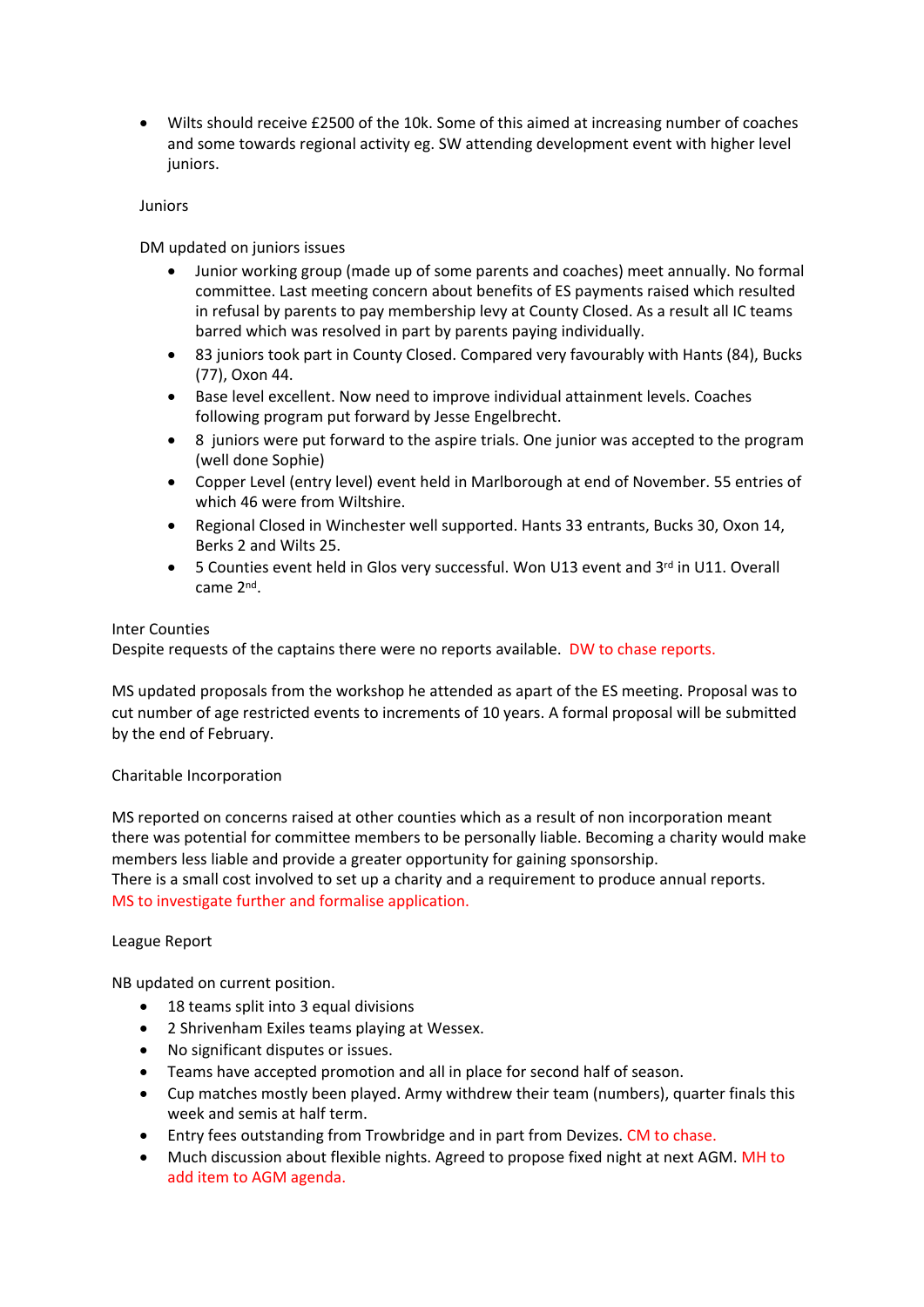- Wilts should receive £2500 of the 10k. Some of this aimed at increasing number of coaches and some towards regional activity eg. SW attending development event with higher level juniors.

Juniors

DM updated on juniors issues

- Junior working group (made up of some parents and coaches) meet annually. No formal committee. Last meeting concern about benefits of ES payments raised which resulted in refusal by parents to pay membership levy at County Closed. As a result all IC teams barred which was resolved in part by parents paying individually.
- 83 juniors took part in County Closed. Compared very favourably with Hants (84), Bucks (77), Oxon 44.
- Base level excellent. Now need to improve individual attainment levels. Coaches following program put forward by Jesse Engelbrecht.
- 8 juniors were put forward to the aspire trials. One junior was accepted to the program (well done Sophie)
- Copper Level (entry level) event held in Marlborough at end of November. 55 entries of which 46 were from Wiltshire.
- Regional Closed in Winchester well supported. Hants 33 entrants, Bucks 30, Oxon 14, Berks 2 and Wilts 25.
- 5 Counties event held in Glos very successful. Won U13 event and 3rd in U11. Overall came 2nd.

Inter Counties

Despite requests of the captains there were no reports available. DW to chase reports.

MS updated proposals from the workshop he attended as apart of the ES meeting. Proposal was to cut number of age restricted events to increments of 10 years. A formal proposal will be submitted by the end of February.

Charitable Incorporation

MS reported on concerns raised at other counties which as a result of non incorporation meant there was potential for committee members to be personally liable. Becoming a charity would make members less liable and provide a greater opportunity for gaining sponsorship.
There is a small cost involved to set up a charity and a requirement to produce annual reports.
MS to investigate further and formalise application.

League Report

NB updated on current position.

- 18 teams split into 3 equal divisions
- 2 Shrivenham Exiles teams playing at Wessex.
- No significant disputes or issues.
- Teams have accepted promotion and all in place for second half of season.
- Cup matches mostly been played. Army withdrew their team (numbers), quarter finals this week and semis at half term.
- Entry fees outstanding from Trowbridge and in part from Devizes. CM to chase.
- Much discussion about flexible nights. Agreed to propose fixed night at next AGM. MH to add item to AGM agenda.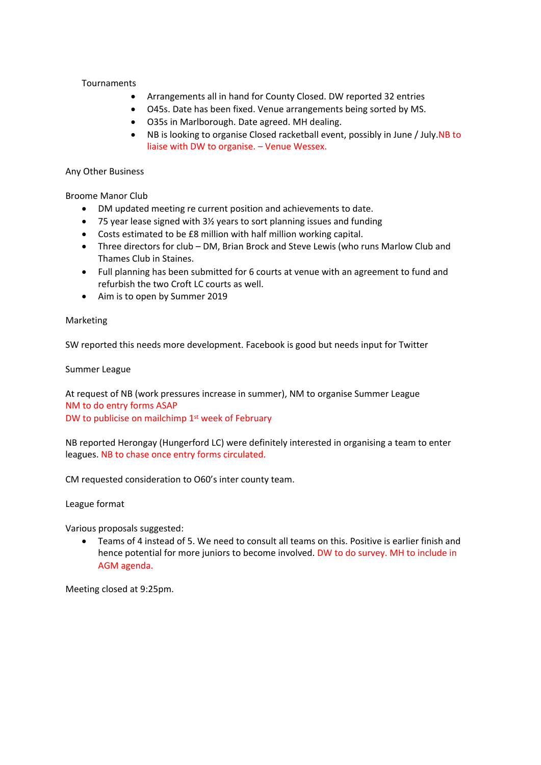Tournaments

- Arrangements all in hand for County Closed. DW reported 32 entries
- O45s. Date has been fixed. Venue arrangements being sorted by MS.
- O35s in Marlborough. Date agreed. MH dealing.
- NB is looking to organise Closed racketball event, possibly in June / July. NB to liaise with DW to organise. – Venue Wessex.

Any Other Business

Broome Manor Club

- DM updated meeting re current position and achievements to date.
- 75 year lease signed with 3½ years to sort planning issues and funding
- Costs estimated to be £8 million with half million working capital.
- Three directors for club – DM, Brian Brock and Steve Lewis (who runs Marlow Club and Thames Club in Staines.
- Full planning has been submitted for 6 courts at venue with an agreement to fund and refurbish the two Croft LC courts as well.
- Aim is to open by Summer 2019

Marketing

SW reported this needs more development. Facebook is good but needs input for Twitter

Summer League

At request of NB (work pressures increase in summer), NM to organise Summer League
NM to do entry forms ASAP
DW to publicise on mailchimp 1st week of February

NB reported Herongay (Hungerford LC) were definitely interested in organising a team to enter leagues. NB to chase once entry forms circulated.

CM requested consideration to O60's inter county team.

League format

Various proposals suggested:

- Teams of 4 instead of 5. We need to consult all teams on this. Positive is earlier finish and hence potential for more juniors to become involved. DW to do survey. MH to include in AGM agenda.

Meeting closed at 9:25pm.